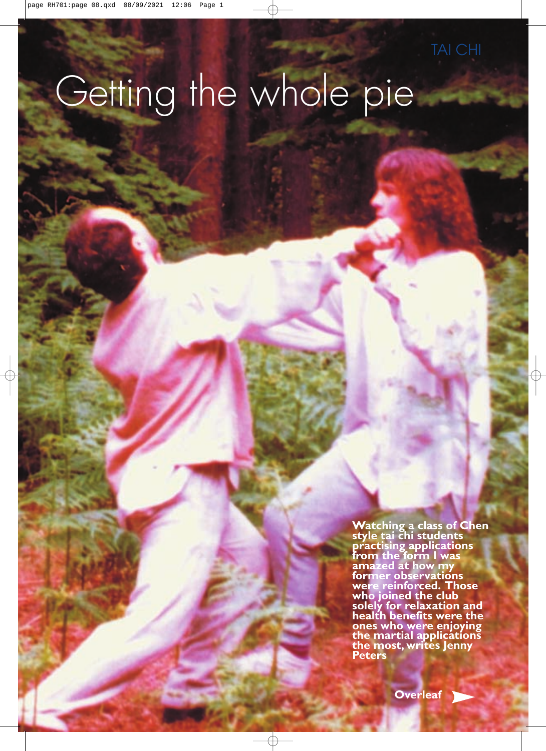TAI CHI

# Getting the whole pie

**Watching a class of Chen style tai chi students practising applications from the form I was amazed at how my former observations were reinforced. Those who joined the club solely for relaxation and health benefits were the ones who were enjoying the martial applications the most, writes Jenny Peters**

**Overleaf**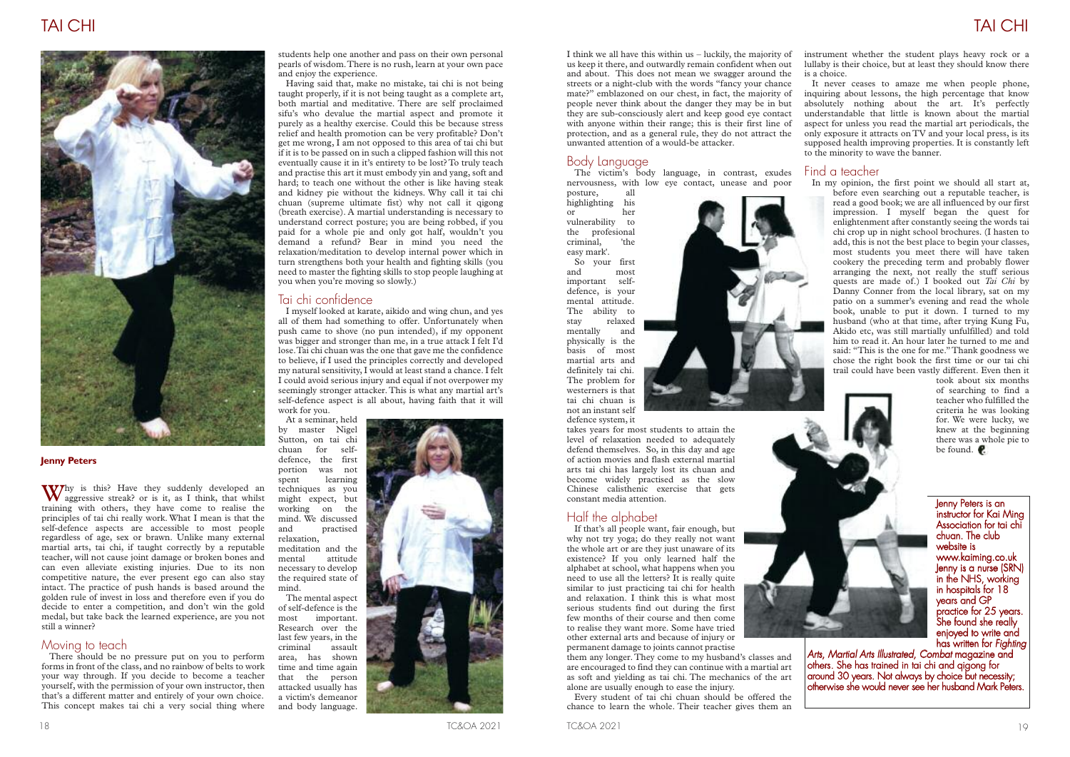**Jenny Peters**

Why is this? Have they suddenly developed an aggressive streak? or is it, as I think, that whilst training with others, they have come to realise the principles of tai chi really work. What I mean is that the self-defence aspects are accessible to most people regardless of age, sex or brawn. Unlike many external martial arts, tai chi, if taught correctly by a reputable teacher, will not cause joint damage or broken bones and can even alleviate existing injuries. Due to its non competitive nature, the ever present ego can also stay intact. The practice of push hands is based around the golden rule of invest in loss and therefore even if you do decide to enter a competition, and don't win the gold medal, but take back the learned experience, are you not still a winner?

## Moving to teach

There should be no pressure put on you to perform forms in front of the class, and no rainbow of belts to work your way through. If you decide to become a teacher yourself, with the permission of your own instructor, then that's a different matter and entirely of your own choice. This concept makes tai chi a very social thing where students help one another and pass on their own personal pearls of wisdom. There is no rush, learn at your own pace and enjoy the experience.

Having said that, make no mistake, tai chi is not being taught properly, if it is not being taught as a complete art, both martial and meditative. There are self proclaimed sifu's who devalue the martial aspect and promote it purely as a healthy exercise. Could this be because stress relief and health promotion can be very profitable? Don't get me wrong, I am not opposed to this area of tai chi but if it is to be passed on in such a clipped fashion will this not eventually cause it in it's entirety to be lost? To truly teach and practise this art it must embody yin and yang, soft and hard; to teach one without the other is like having steak and kidney pie without the kidneys. Why call it tai chi chuan (supreme ultimate fist) why not call it qigong (breath exercise). A martial understanding is necessary to understand correct posture; you are being robbed, if you paid for a whole pie and only got half, wouldn't you demand a refund? Bear in mind you need the relaxation/meditation to develop internal power which in turn strengthens both your health and fighting skills (you need to master the fighting skills to stop people laughing at you when you're moving so slowly.)

## Tai chi confidence

I myself looked at karate, aikido and wing chun, and yes all of them had something to offer. Unfortunately when push came to shove (no pun intended), if my opponent was bigger and stronger than me, in a true attack I felt I'd lose. Tai chi chuan was the one that gave me the confidence to believe, if I used the principles correctly and developed my natural sensitivity, I would at least stand a chance. I felt I could avoid serious injury and equal if not overpower my seemingly stronger attacker. This is what any martial art's self-defence aspect is all about, having faith that it will work for you.

At a seminar, held by master Nigel Sutton, on tai chi chuan for self-defence, the first portion was not spent learning techniques as you might expect, but working on the mind. We discussed and practised relaxation, meditation and the mental attitude necessary to develop the required state of mind.

The mental aspect of self-defence is the most important. Research over the last few years, in the criminal assault area, has shown time and time again that the person attacked usually has a victim's demeanor and body language. I think we all have this within us – luckily, the majority of us keep it there, and outwardly remain confident when out and about. This does not mean we swagger around the streets or a night-club with the words "fancy your chance mate?" emblazoned on our chest, in fact, the majority of people never think about the danger they may be in but they are sub-consciously alert and keep good eye contact with anyone within their range; this is their first line of protection, and as a general rule, they do not attract the unwanted attention of a would-be attacker.

## Body Language

The victim's body language, in contrast, exudes nervousness, with low eye contact, unease and poor posture, all highlighting his or her vulnerability to the profesional criminal, 'the easy mark'.

So your first and most important self-defence, is your mental attitude. The ability to stay relaxed mentally and physically is the basis of most martial arts and definitely tai chi. The problem for westerners is that tai chi chuan is not an instant self defence system, it takes years for most students to attain the level of relaxation needed to adequately defend themselves. So, in this day and age of action movies and flash external martial arts tai chi has largely lost its chuan and become widely practised as the slow Chinese calisthenic exercise that gets constant media attention.

## Half the alphabet

If that's all people want, fair enough, but why not try yoga; do they really not want the whole art or are they just unaware of its existence? If you only learned half the alphabet at school, what happens when you need to use all the letters? It is really quite similar to just practicing tai chi for health and relaxation. I think this is what most serious students find out during the first few months of their course and then come to realise they want more. Some have tried other external arts and because of injury or permanent damage to joints cannot practise them any longer. They come to my husband's classes and are encouraged to find they can continue with a martial art as soft and yielding as tai chi. The mechanics of the art alone are usually enough to ease the injury.

Every student of tai chi chuan should be offered the chance to learn the whole. Their teacher gives them an instrument whether the student plays heavy rock or a lullaby is their choice, but at least they should know there is a choice.

It never ceases to amaze me when people phone, inquiring about lessons, the high percentage that know absolutely nothing about the art. It's perfectly understandable that little is known about the martial aspect for unless you read the martial art periodicals, the only exposure it attracts on TV and your local press, is its supposed health improving properties. It is constantly left to the minority to wave the banner.

## Find a teacher

In my opinion, the first point we should all start at, before even searching out a reputable teacher, is read a good book; we are all influenced by our first impression. I myself began the quest for enlightenment after constantly seeing the words tai chi crop up in night school brochures. (I hasten to add, this is not the best place to begin your classes, most students you meet there will have taken cookery the preceding term and probably flower arranging the next, not really the stuff serious quests are made of.) I booked out *Tai Chi* by Danny Conner from the local library, sat on my patio on a summer's evening and read the whole book, unable to put it down. I turned to my husband (who at that time, after trying Kung Fu, Akido etc, was still martially unfulfilled) and told him to read it. An hour later he turned to me and said: "This is the one for me." Thank goodness we chose the right book the first time or our tai chi trail could have been vastly different. Even then it took about six months of searching to find a teacher who fulfilled the criteria he was looking for. We were lucky, we knew at the beginning there was a whole pie to be found.

Jenny Peters is an instructor for Kai Ming Association for tai chi chuan. The club website is www.kaiming.co.uk Jenny is a nurse (SRN) in the NHS, working in hospitals for 18 years and GP practice for 25 years. She found she really enjoyed to write and has written for *Fighting Arts, Martial Arts Illustrated, Combat* magazine and others. She has trained in tai chi and qigong for around 30 years. Not always by choice but necessity; otherwise she would never see her husband Mark Peters.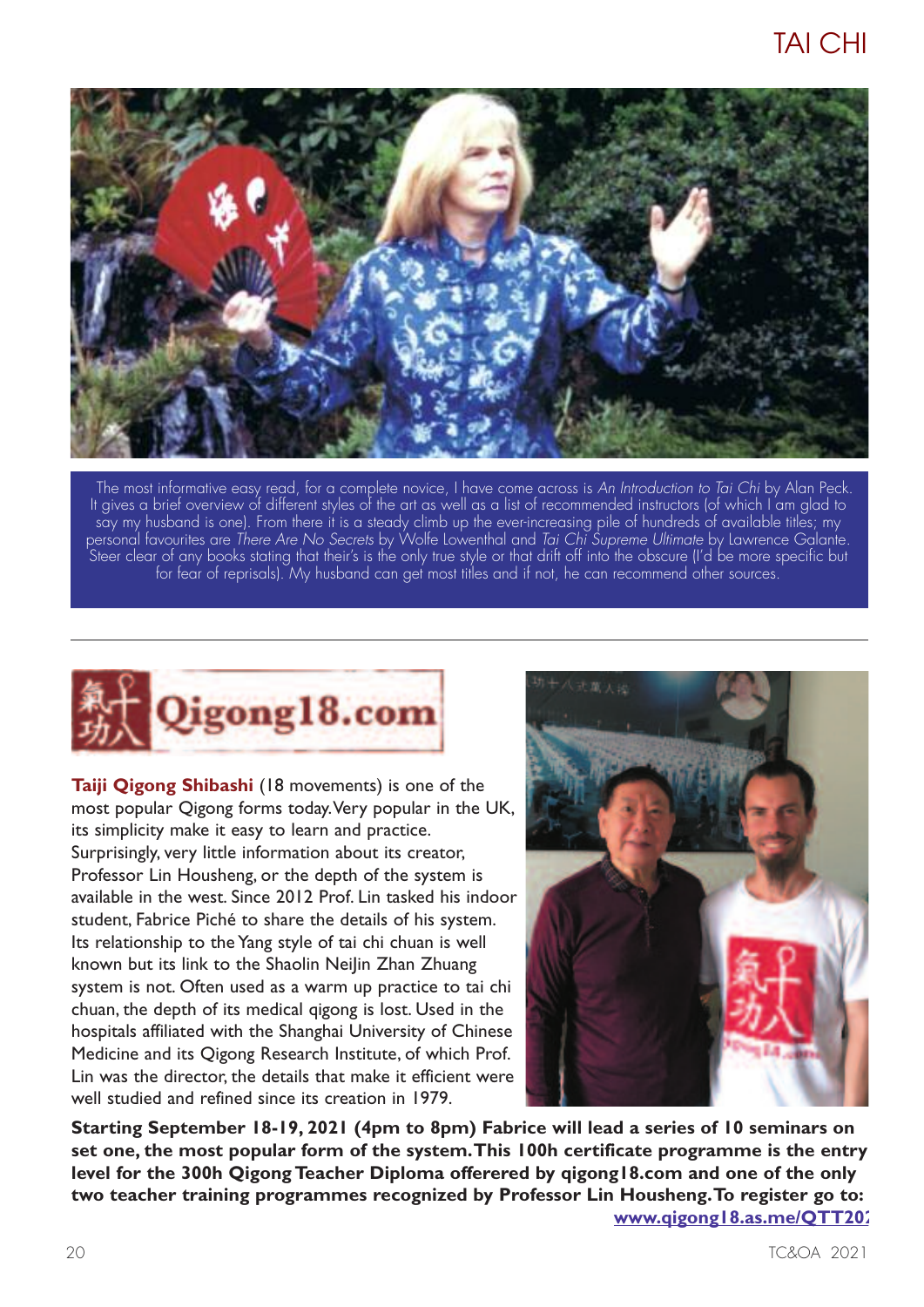The most informative easy read, for a complete novice, I have come across is *An Introduction to Tai Chi* by Alan Peck. It gives a brief overview of different styles of the art as well as a list of recommended instructors (of which I am glad to say my husband is one). From there it is a steady climb up the ever-increasing pile of hundreds of available titles; my personal favourites are *There Are No Secrets* by Wolfe Lowenthal and *Tai Chi Supreme Ultimate* by Lawrence Galante. Steer clear of any books stating that their's is the only true style or that drift off into the obscure (I'd be more specific but for fear of reprisals). My husband can get most titles and if not, he can recommend other sources.

---

氣功十八 Qigong18.com

**Taiji Qigong Shibashi** (18 movements) is one of the most popular Qigong forms today. Very popular in the UK, its simplicity make it easy to learn and practice. Surprisingly, very little information about its creator, Professor Lin Housheng, or the depth of the system is available in the west. Since 2012 Prof. Lin tasked his indoor student, Fabrice Piché to share the details of his system. Its relationship to the Yang style of tai chi chuan is well known but its link to the Shaolin NeiJin Zhan Zhuang system is not. Often used as a warm up practice to tai chi chuan, the depth of its medical qigong is lost. Used in the hospitals affiliated with the Shanghai University of Chinese Medicine and its Qigong Research Institute, of which Prof. Lin was the director, the details that make it efficient were well studied and refined since its creation in 1979.

**Starting September 18-19, 2021 (4pm to 8pm) Fabrice will lead a series of 10 seminars on set one, the most popular form of the system. This 100h certificate programme is the entry level for the 300h Qigong Teacher Diploma offerered by qigong18.com and one of the only two teacher training programmes recognized by Professor Lin Housheng. To register go to: www.qigong18.as.me/QTT202**